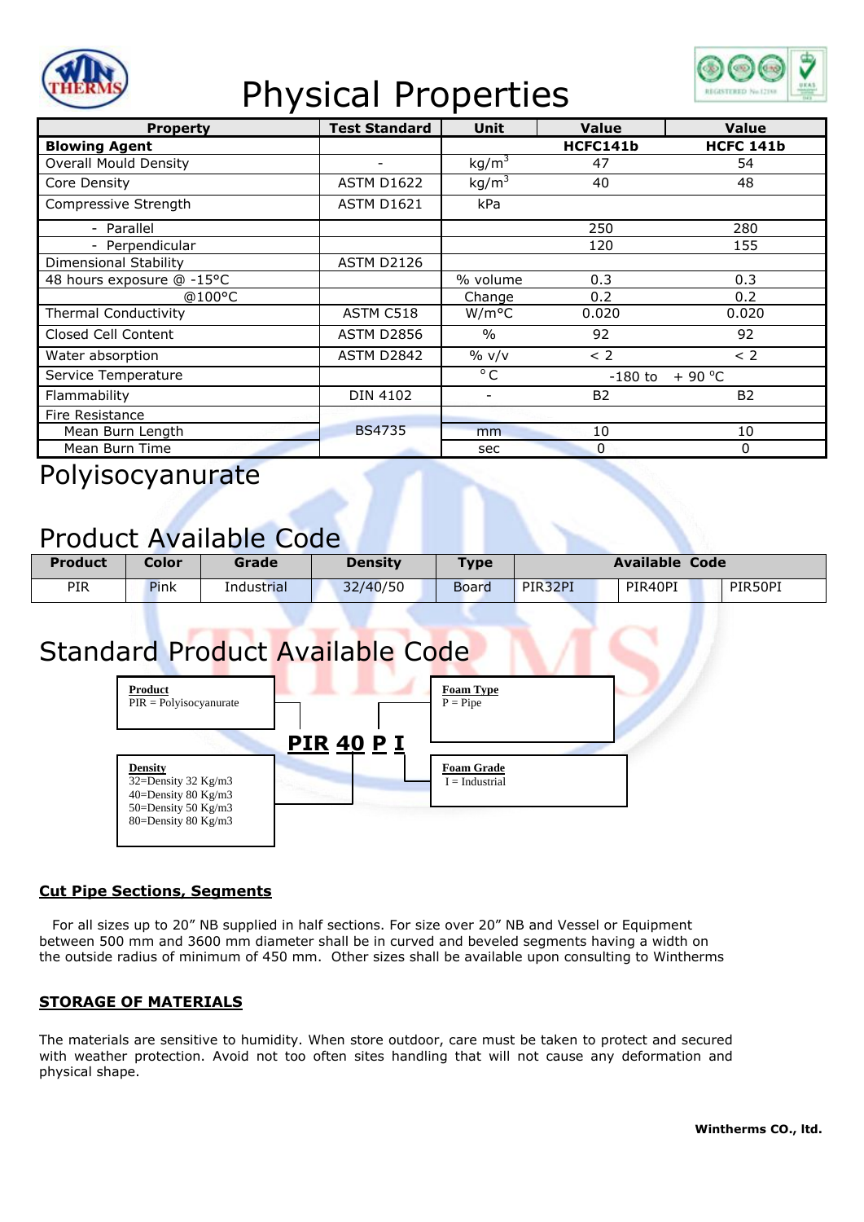# Physical Properties

| Property | Test Standard | Unit | Value | Value |
|---|---|---|---|---|
| **Blowing Agent** | | | **HCFC141b** | **HCFC 141b** |
| Overall Mould Density | - | $kg/m^3$ | 47 | 54 |
| Core Density | ASTM D1622 | $kg/m^3$ | 40 | 48 |
| Compressive Strength | ASTM D1621 | kPa | | |
| - Parallel | | | 250 | 280 |
| - Perpendicular | | | 120 | 155 |
| Dimensional Stability | ASTM D2126 | | | |
| 48 hours exposure @ -15°C | | % volume | 0.3 | 0.3 |
| @100°C | | Change | 0.2 | 0.2 |
| Thermal Conductivity | ASTM C518 | W/m°C | 0.020 | 0.020 |
| Closed Cell Content | ASTM D2856 | % | 92 | 92 |
| Water absorption | ASTM D2842 | % v/v | < 2 | < 2 |
| Service Temperature | | °C | -180 to + 90 °C | |
| Flammability | DIN 4102 | - | B2 | B2 |
| Fire Resistance | | | | |
| Mean Burn Length | BS4735 | mm | 10 | 10 |
| Mean Burn Time | | sec | 0 | 0 |

## Polyisocyanurate

## Product Available Code

| Product | Color | Grade | Density | Type | Available Code | | |
|---|---|---|---|---|---|---|---|
| PIR | Pink | Industrial | 32/40/50 | Board | PIR32PI | PIR40PI | PIR50PI |

## Standard Product Available Code

**PIR 40 P I**

**Product**
PIR = Polyisocyanurate

**Density**
32=Density 32 Kg/m3
40=Density 80 Kg/m3
50=Density 50 Kg/m3
80=Density 80 Kg/m3

**Foam Type**
P = Pipe

**Foam Grade**
I = Industrial

**Cut Pipe Sections, Segments**

For all sizes up to 20" NB supplied in half sections. For size over 20" NB and Vessel or Equipment between 500 mm and 3600 mm diameter shall be in curved and beveled segments having a width on the outside radius of minimum of 450 mm. Other sizes shall be available upon consulting to Wintherms

**STORAGE OF MATERIALS**

The materials are sensitive to humidity. When store outdoor, care must be taken to protect and secured with weather protection. Avoid not too often sites handling that will not cause any deformation and physical shape.

**Wintherms CO., ltd.**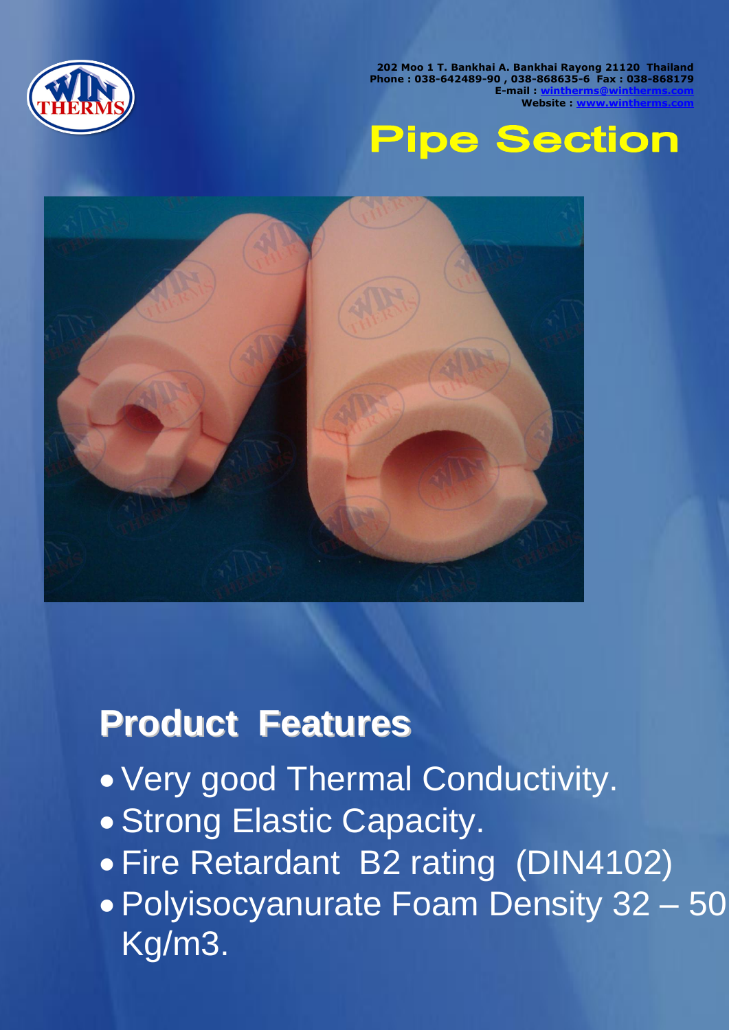202 Moo 1 T. Bankhai A. Bankhai Rayong 21120 Thailand
Phone : 038-642489-90 , 038-868635-6 Fax : 038-868179
E-mail : wintherms@wintherms.com
Website : www.wintherms.com

# Pipe Section

## Product Features

- Very good Thermal Conductivity.
- Strong Elastic Capacity.
- Fire Retardant B2 rating (DIN4102)
- Polyisocyanurate Foam Density 32 – 50 Kg/m3.